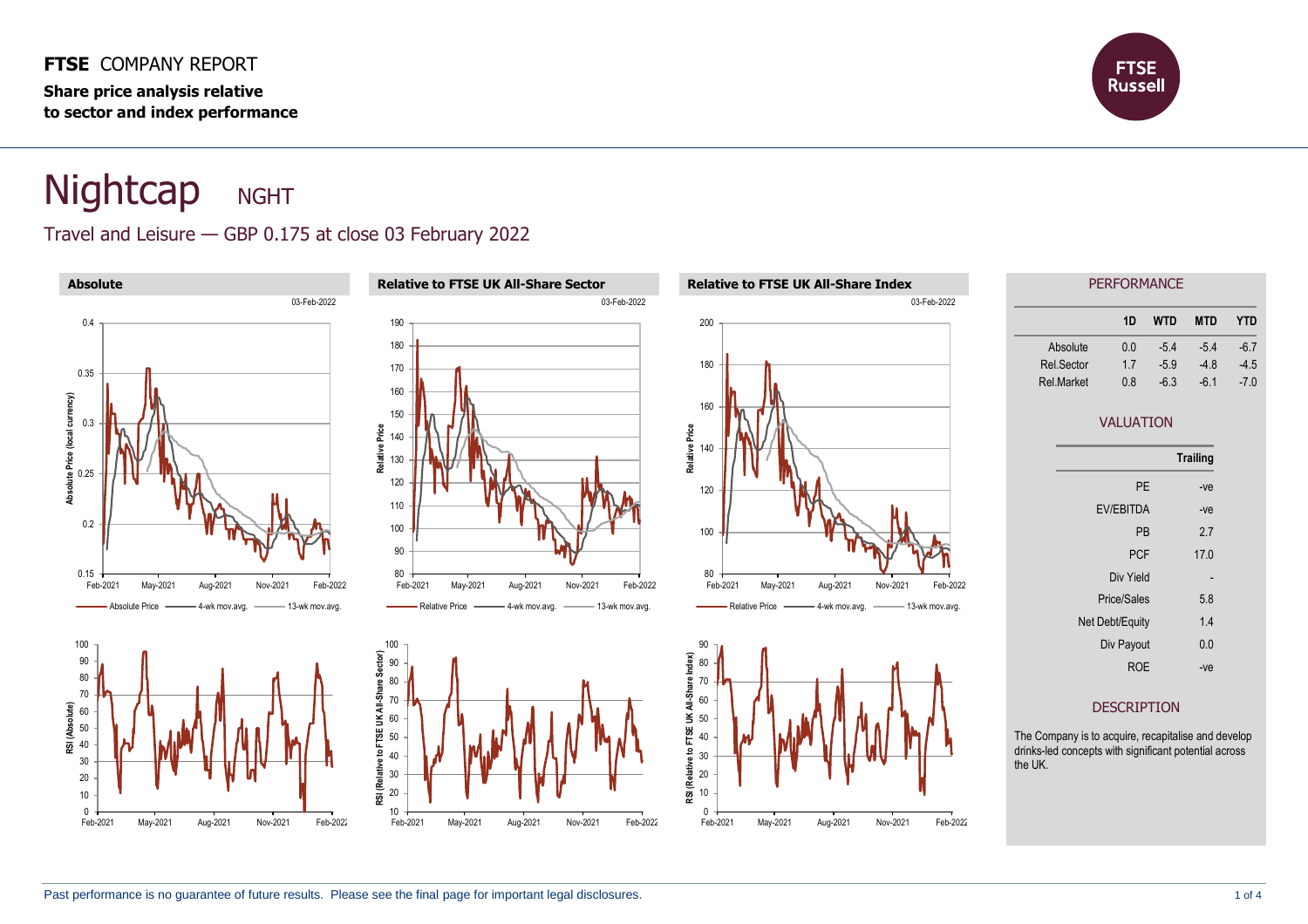**FTSE** COMPANY REPORT

**Share price analysis relative to sector and index performance**

# Nightcap NGHT

## Travel and Leisure — GBP 0.175 at close 03 February 2022

**Absolute**

**Relative to FTSE UK All-Share Sector**

**Relative to FTSE UK All-Share Index**

### PERFORMANCE

| | 1D | WTD | MTD | YTD |
|---|---|---|---|---|
| Absolute | 0.0 | -5.4 | -5.4 | -6.7 |
| Rel.Sector | 1.7 | -5.9 | -4.8 | -4.5 |
| Rel.Market | 0.8 | -6.3 | -6.1 | -7.0 |

### VALUATION

| | Trailing |
|---|---|
| PE | -ve |
| EV/EBITDA | -ve |
| PB | 2.7 |
| PCF | 17.0 |
| Div Yield | - |
| Price/Sales | 5.8 |
| Net Debt/Equity | 1.4 |
| Div Payout | 0.0 |
| ROE | -ve |

### DESCRIPTION

The Company is to acquire, recapitalise and develop drinks-led concepts with significant potential across the UK.

Past performance is no guarantee of future results. Please see the final page for important legal disclosures.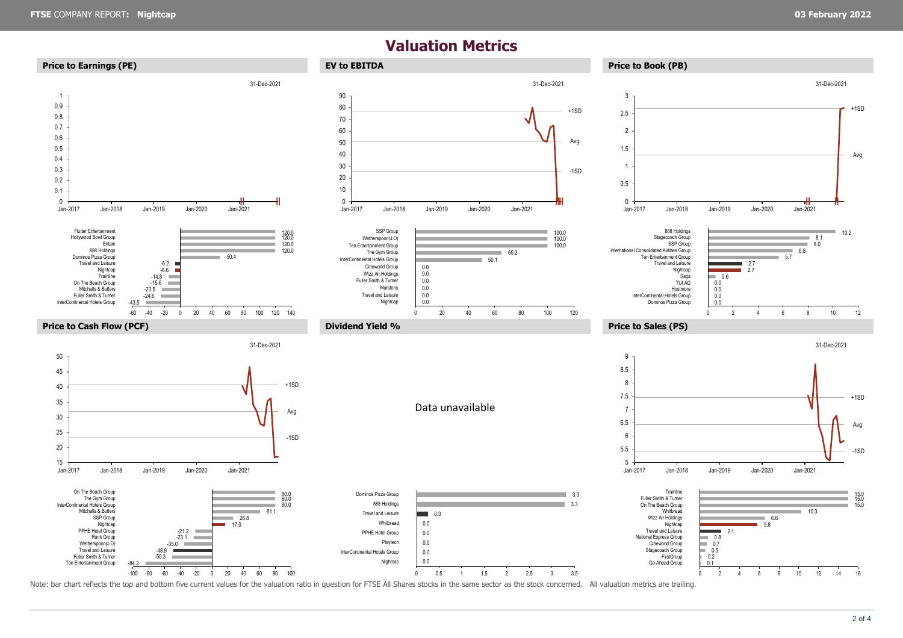# Valuation Metrics

## Price to Earnings (PE)

31-Dec-2021

| Company | PE |
| --- | --- |
| Flutter Entertainment | 120.0 |
| Hollywood Bowl Group | 120.0 |
| Entain | 120.0 |
| 888 Holdings | 120.0 |
| Dominos Pizza Group | 50.4 |
| Travel and Leisure | -6.2 |
| Nightcap | -6.6 |
| Trainline | -14.8 |
| On The Beach Group | -15.6 |
| Mitchells & Butlers | -23.5 |
| Fuller Smith & Turner | -24.6 |
| InterContinental Hotels Group | -43.5 |

## EV to EBITDA

31-Dec-2021

| Company | EV to EBITDA |
| --- | --- |
| SSP Group | 100.0 |
| Wetherspoon(J D) | 100.0 |
| Ten Entertainment Group | 100.0 |
| The Gym Group | 65.2 |
| InterContinental Hotels Group | 50.1 |
| Cineworld Group | 0.0 |
| Wizz Air Holdings | 0.0 |
| Fuller Smith & Turner | 0.0 |
| Marstons | 0.0 |
| Travel and Leisure | 0.0 |
| Nightcap | 0.0 |

## Price to Book (PB)

31-Dec-2021

| Company | PB |
| --- | --- |
| 888 Holdings | 10.2 |
| Stagecoach Group | 8.1 |
| SSP Group | 8.0 |
| International Consolidated Airlines Group | 6.8 |
| Ten Entertainment Group | 5.7 |
| Travel and Leisure | 2.7 |
| Nightcap | 2.7 |
| Saga | 0.6 |
| TUI AG | 0.0 |
| Hostmore | 0.0 |
| InterContinental Hotels Group | 0.0 |
| Dominos Pizza Group | 0.0 |

## Price to Cash Flow (PCF)

31-Dec-2021

| Company | PCF |
| --- | --- |
| On The Beach Group | 80.0 |
| The Gym Group | 80.0 |
| InterContinental Hotels Group | 80.0 |
| Mitchells & Butlers | 61.1 |
| SSP Group | 26.8 |
| Nightcap | 17.0 |
| PPHE Hotel Group | -21.2 |
| Rank Group | -23.1 |
| Wetherspoon(J D) | -35.0 |
| Travel and Leisure | -48.9 |
| Fuller Smith & Turner | -50.3 |
| Ten Entertainment Group | -84.2 |

## Dividend Yield %

Data unavailable

| Company | Dividend Yield % |
| --- | --- |
| Dominos Pizza Group | 3.3 |
| 888 Holdings | 3.3 |
| Travel and Leisure | 0.3 |
| Whitbread | 0.0 |
| PPHE Hotel Group | 0.0 |
| Playtech | 0.0 |
| InterContinental Hotels Group | 0.0 |
| Nightcap | 0.0 |

## Price to Sales (PS)

31-Dec-2021

| Company | PS |
| --- | --- |
| Trainline | 15.0 |
| Fuller Smith & Turner | 15.0 |
| On The Beach Group | 15.0 |
| Whitbread | 10.3 |
| Wizz Air Holdings | 6.6 |
| Nightcap | 5.8 |
| Travel and Leisure | 2.1 |
| National Express Group | 0.8 |
| Cineworld Group | 0.7 |
| Stagecoach Group | 0.5 |
| FirstGroup | 0.2 |
| Go-Ahead Group | 0.1 |

Note: bar chart reflects the top and bottom five current values for the valuation ratio in question for FTSE All Shares stocks in the same sector as the stock concerned. All valuation metrics are trailing.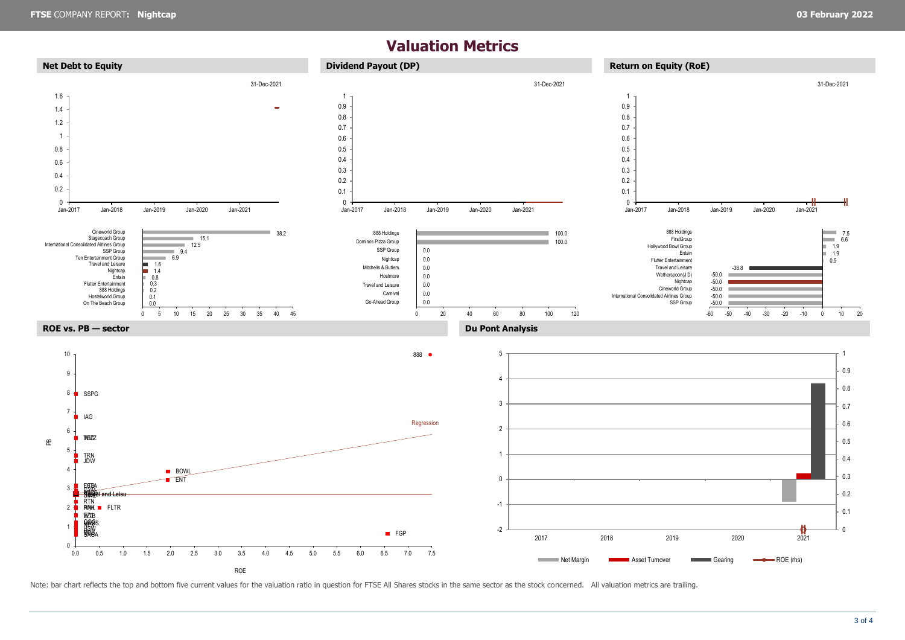# Valuation Metrics

## Net Debt to Equity

31-Dec-2021

| Company | Value |
|---|---|
| Cineworld Group | 38.2 |
| Stagecoach Group | 15.1 |
| International Consolidated Airlines Group | 12.5 |
| SSP Group | 9.4 |
| Ten Entertainment Group | 6.9 |
| Travel and Leisure | 1.6 |
| Nightcap | 1.4 |
| Entain | 0.8 |
| Flutter Entertainment | 0.3 |
| 888 Holdings | 0.2 |
| Hostelworld Group | 0.1 |
| On The Beach Group | 0.0 |

## Dividend Payout (DP)

31-Dec-2021

| Company | Value |
|---|---|
| 888 Holdings | 100.0 |
| Dominos Pizza Group | 100.0 |
| SSP Group | 0.0 |
| Nightcap | 0.0 |
| Mitchells & Butlers | 0.0 |
| Hostmore | 0.0 |
| Travel and Leisure | 0.0 |
| Carnival | 0.0 |
| Go-Ahead Group | 0.0 |

## Return on Equity (RoE)

31-Dec-2021

| Company | Value |
|---|---|
| 888 Holdings | 7.5 |
| FirstGroup | 6.6 |
| Hollywood Bowl Group | 1.9 |
| Entain | 1.9 |
| Flutter Entertainment | 0.5 |
| Travel and Leisure | -38.8 |
| Wetherspoon(J D) | -50.0 |
| Nightcap | -50.0 |
| Cineworld Group | -50.0 |
| International Consolidated Airlines Group | -50.0 |
| SSP Group | -50.0 |

## ROE vs. PB — sector

## Du Pont Analysis

Net Margin | Asset Turnover | Gearing | ROE (rhs)

Note: bar chart reflects the top and bottom five current values for the valuation ratio in question for FTSE All Shares stocks in the same sector as the stock concerned. All valuation metrics are trailing.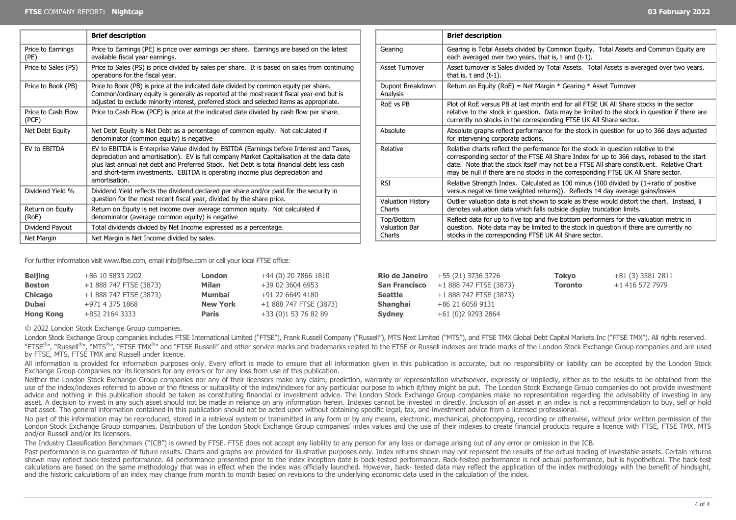| | Brief description |
|---|---|
| Price to Earnings (PE) | Price to Earnings (PE) is price over earnings per share. Earnings are based on the latest available fiscal year earnings. |
| Price to Sales (PS) | Price to Sales (PS) is price divided by sales per share. It is based on sales from continuing operations for the fiscal year. |
| Price to Book (PB) | Price to Book (PB) is price at the indicated date divided by common equity per share. Common/ordinary equity is generally as reported at the most recent fiscal year-end but is adjusted to exclude minority interest, preferred stock and selected items as appropriate. |
| Price to Cash Flow (PCF) | Price to Cash Flow (PCF) is price at the indicated date divided by cash flow per share. |
| Net Debt Equity | Net Debt Equity is Net Debt as a percentage of common equity. Not calculated if denominator (common equity) is negative |
| EV to EBITDA | EV to EBITDA is Enterprise Value divided by EBITDA (Earnings before Interest and Taxes, depreciation and amortisation). EV is full company Market Capitalisation at the data date plus last annual net debt and Preferred Stock. Net Debt is total financial debt less cash and short-term investments. EBITDA is operating income plus depreciation and amortisation. |
| Dividend Yield % | Dividend Yield reflects the dividend declared per share and/or paid for the security in question for the most recent fiscal year, divided by the share price. |
| Return on Equity (RoE) | Return on Equity is net income over average common equity. Not calculated if denominator (average common equity) is negative |
| Dividend Payout | Total dividends divided by Net Income expressed as a percentage. |
| Net Margin | Net Margin is Net Income divided by sales. |

| | Brief description |
|---|---|
| Gearing | Gearing is Total Assets divided by Common Equity. Total Assets and Common Equity are each averaged over two years, that is, t and (t-1). |
| Asset Turnover | Asset turnover is Sales divided by Total Assets. Total Assets is averaged over two years, that is, t and (t-1). |
| Dupont Breakdown Analysis | Return on Equity (RoE) = Net Margin * Gearing * Asset Turnover |
| RoE vs PB | Plot of RoE versus PB at last month end for all FTSE UK All Share stocks in the sector relative to the stock in question. Data may be limited to the stock in question if there are currently no stocks in the corresponding FTSE UK All Share sector. |
| Absolute | Absolute graphs reflect performance for the stock in question for up to 366 days adjusted for intervening corporate actions. |
| Relative | Relative charts reflect the performance for the stock in question relative to the corresponding sector of the FTSE All Share Index for up to 366 days, rebased to the start date. Note that the stock itself may not be a FTSE All share constituent. Relative Chart may be null if there are no stocks in the corresponding FTSE UK All Share sector. |
| RSI | Relative Strength Index. Calculated as 100 minus (100 divided by (1+ratio of positive versus negative time weighted returns)). Reflects 14 day average gains/losses |
| Valuation History Charts | Outlier valuation data is not shown to scale as these would distort the chart. Instead, ‖ denotes valuation data which falls outside display truncation limits. |
| Top/Bottom Valuation Bar Charts | Reflect data for up to five top and five bottom performers for the valuation metric in question. Note data may be limited to the stock in question if there are currently no stocks in the corresponding FTSE UK All Share sector. |

For further information visit www.ftse.com, email info@ftse.com or call your local FTSE office:

| | | | | | | | |
|---|---|---|---|---|---|---|---|
| **Beijing** | +86 10 5833 2202 | **London** | +44 (0) 20 7866 1810 | **Rio de Janeiro** | +55 (21) 3736 3726 | **Tokyo** | +81 (3) 3581 2811 |
| **Boston** | +1 888 747 FTSE (3873) | **Milan** | +39 02 3604 6953 | **San Francisco** | +1 888 747 FTSE (3873) | **Toronto** | +1 416 572 7979 |
| **Chicago** | +1 888 747 FTSE (3873) | **Mumbai** | +91 22 6649 4180 | **Seattle** | +1 888 747 FTSE (3873) | | |
| **Dubai** | +971 4 375 1868 | **New York** | +1 888 747 FTSE (3873) | **Shanghai** | +86 21 6058 9131 | | |
| **Hong Kong** | +852 2164 3333 | **Paris** | +33 (0)1 53 76 82 89 | **Sydney** | +61 (0)2 9293 2864 | | |

© 2022 London Stock Exchange Group companies.

London Stock Exchange Group companies includes FTSE International Limited ("FTSE"), Frank Russell Company ("Russell"), MTS Next Limited ("MTS"), and FTSE TMX Global Debt Capital Markets Inc ("FTSE TMX"). All rights reserved. "FTSE®", "Russell®", "MTS®", "FTSE TMX®" and "FTSE Russell" and other service marks and trademarks related to the FTSE or Russell indexes are trade marks of the London Stock Exchange Group companies and are used by FTSE, MTS, FTSE TMX and Russell under licence.

All information is provided for information purposes only. Every effort is made to ensure that all information given in this publication is accurate, but no responsibility or liability can be accepted by the London Stock Exchange Group companies nor its licensors for any errors or for any loss from use of this publication.

Neither the London Stock Exchange Group companies nor any of their licensors make any claim, prediction, warranty or representation whatsoever, expressly or impliedly, either as to the results to be obtained from the use of the index/indexes referred to above or the fitness or suitability of the index/indexes for any particular purpose to which it/they might be put. The London Stock Exchange Group companies do not provide investment advice and nothing in this publication should be taken as constituting financial or investment advice. The London Stock Exchange Group companies make no representation regarding the advisability of investing in any asset. A decision to invest in any such asset should not be made in reliance on any information herein. Indexes cannot be invested in directly. Inclusion of an asset in an index is not a recommendation to buy, sell or hold that asset. The general information contained in this publication should not be acted upon without obtaining specific legal, tax, and investment advice from a licensed professional.

No part of this information may be reproduced, stored in a retrieval system or transmitted in any form or by any means, electronic, mechanical, photocopying, recording or otherwise, without prior written permission of the London Stock Exchange Group companies. Distribution of the London Stock Exchange Group companies' index values and the use of their indexes to create financial products require a licence with FTSE, FTSE TMX, MTS and/or Russell and/or its licensors.

The Industry Classification Benchmark ("ICB") is owned by FTSE. FTSE does not accept any liability to any person for any loss or damage arising out of any error or omission in the ICB.

Past performance is no guarantee of future results. Charts and graphs are provided for illustrative purposes only. Index returns shown may not represent the results of the actual trading of investable assets. Certain returns shown may reflect back-tested performance. All performance presented prior to the index inception date is back-tested performance. Back-tested performance is not actual performance, but is hypothetical. The back-test calculations are based on the same methodology that was in effect when the index was officially launched. However, back- tested data may reflect the application of the index methodology with the benefit of hindsight, and the historic calculations of an index may change from month to month based on revisions to the underlying economic data used in the calculation of the index.